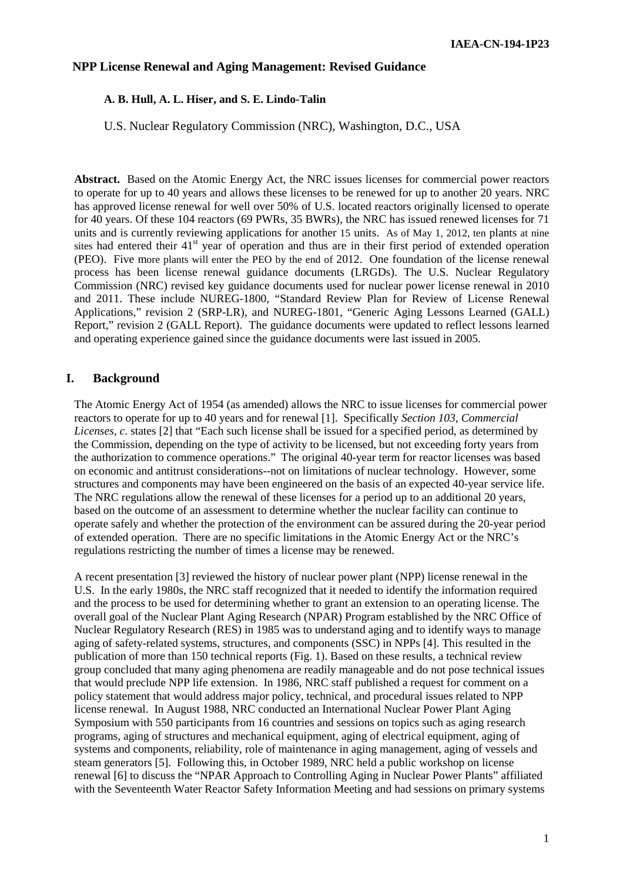IAEA-CN-194-1P23

# NPP License Renewal and Aging Management: Revised Guidance

**A. B. Hull, A. L. Hiser, and S. E. Lindo-Talin**

U.S. Nuclear Regulatory Commission (NRC), Washington, D.C., USA

**Abstract.** Based on the Atomic Energy Act, the NRC issues licenses for commercial power reactors to operate for up to 40 years and allows these licenses to be renewed for up to another 20 years. NRC has approved license renewal for well over 50% of U.S. located reactors originally licensed to operate for 40 years. Of these 104 reactors (69 PWRs, 35 BWRs), the NRC has issued renewed licenses for 71 units and is currently reviewing applications for another 15 units. As of May 1, 2012, ten plants at nine sites had entered their 41[st] year of operation and thus are in their first period of extended operation (PEO). Five more plants will enter the PEO by the end of 2012. One foundation of the license renewal process has been license renewal guidance documents (LRGDs). The U.S. Nuclear Regulatory Commission (NRC) revised key guidance documents used for nuclear power license renewal in 2010 and 2011. These include NUREG-1800, "Standard Review Plan for Review of License Renewal Applications," revision 2 (SRP-LR), and NUREG-1801, "Generic Aging Lessons Learned (GALL) Report," revision 2 (GALL Report). The guidance documents were updated to reflect lessons learned and operating experience gained since the guidance documents were last issued in 2005.

## I. Background

The Atomic Energy Act of 1954 (as amended) allows the NRC to issue licenses for commercial power reactors to operate for up to 40 years and for renewal [1]. Specifically *Section 103, Commercial Licenses, c.* states [2] that "Each such license shall be issued for a specified period, as determined by the Commission, depending on the type of activity to be licensed, but not exceeding forty years from the authorization to commence operations." The original 40-year term for reactor licenses was based on economic and antitrust considerations--not on limitations of nuclear technology. However, some structures and components may have been engineered on the basis of an expected 40-year service life. The NRC regulations allow the renewal of these licenses for a period up to an additional 20 years, based on the outcome of an assessment to determine whether the nuclear facility can continue to operate safely and whether the protection of the environment can be assured during the 20-year period of extended operation. There are no specific limitations in the Atomic Energy Act or the NRC's regulations restricting the number of times a license may be renewed.

A recent presentation [3] reviewed the history of nuclear power plant (NPP) license renewal in the U.S. In the early 1980s, the NRC staff recognized that it needed to identify the information required and the process to be used for determining whether to grant an extension to an operating license. The overall goal of the Nuclear Plant Aging Research (NPAR) Program established by the NRC Office of Nuclear Regulatory Research (RES) in 1985 was to understand aging and to identify ways to manage aging of safety-related systems, structures, and components (SSC) in NPPs [4]. This resulted in the publication of more than 150 technical reports (Fig. 1). Based on these results, a technical review group concluded that many aging phenomena are readily manageable and do not pose technical issues that would preclude NPP life extension. In 1986, NRC staff published a request for comment on a policy statement that would address major policy, technical, and procedural issues related to NPP license renewal. In August 1988, NRC conducted an International Nuclear Power Plant Aging Symposium with 550 participants from 16 countries and sessions on topics such as aging research programs, aging of structures and mechanical equipment, aging of electrical equipment, aging of systems and components, reliability, role of maintenance in aging management, aging of vessels and steam generators [5]. Following this, in October 1989, NRC held a public workshop on license renewal [6] to discuss the "NPAR Approach to Controlling Aging in Nuclear Power Plants" affiliated with the Seventeenth Water Reactor Safety Information Meeting and had sessions on primary systems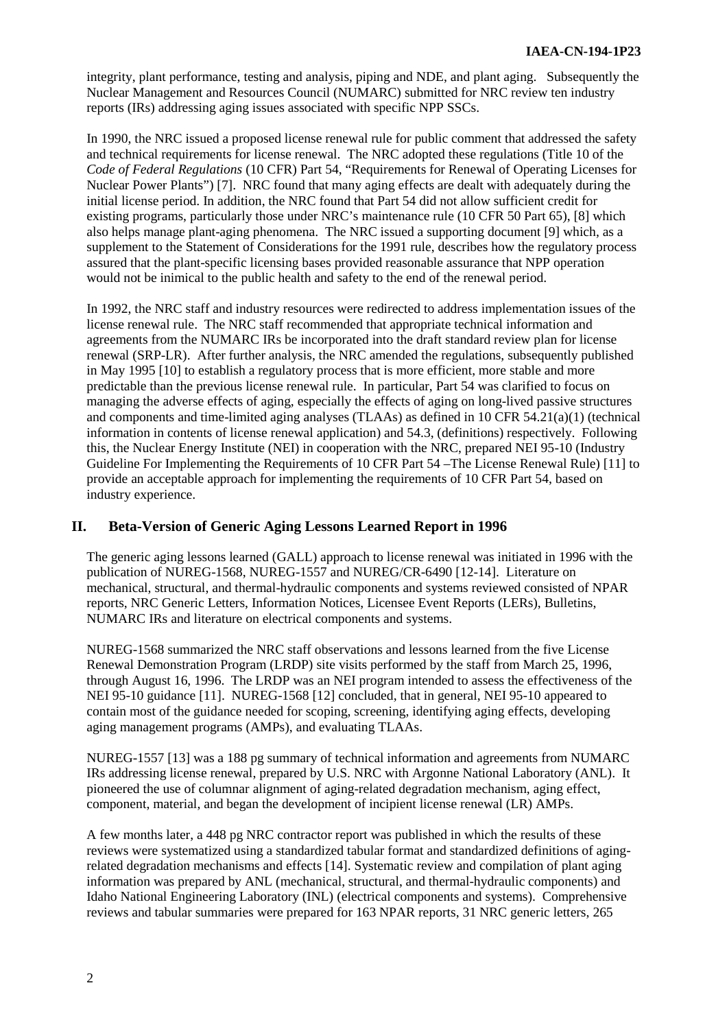integrity, plant performance, testing and analysis, piping and NDE, and plant aging. Subsequently the Nuclear Management and Resources Council (NUMARC) submitted for NRC review ten industry reports (IRs) addressing aging issues associated with specific NPP SSCs.

In 1990, the NRC issued a proposed license renewal rule for public comment that addressed the safety and technical requirements for license renewal. The NRC adopted these regulations (Title 10 of the *Code of Federal Regulations* (10 CFR) Part 54, "Requirements for Renewal of Operating Licenses for Nuclear Power Plants") [7]. NRC found that many aging effects are dealt with adequately during the initial license period. In addition, the NRC found that Part 54 did not allow sufficient credit for existing programs, particularly those under NRC's maintenance rule (10 CFR 50 Part 65), [8] which also helps manage plant-aging phenomena. The NRC issued a supporting document [9] which, as a supplement to the Statement of Considerations for the 1991 rule, describes how the regulatory process assured that the plant-specific licensing bases provided reasonable assurance that NPP operation would not be inimical to the public health and safety to the end of the renewal period.

In 1992, the NRC staff and industry resources were redirected to address implementation issues of the license renewal rule. The NRC staff recommended that appropriate technical information and agreements from the NUMARC IRs be incorporated into the draft standard review plan for license renewal (SRP-LR). After further analysis, the NRC amended the regulations, subsequently published in May 1995 [10] to establish a regulatory process that is more efficient, more stable and more predictable than the previous license renewal rule. In particular, Part 54 was clarified to focus on managing the adverse effects of aging, especially the effects of aging on long-lived passive structures and components and time-limited aging analyses (TLAAs) as defined in 10 CFR 54.21(a)(1) (technical information in contents of license renewal application) and 54.3, (definitions) respectively. Following this, the Nuclear Energy Institute (NEI) in cooperation with the NRC, prepared NEI 95-10 (Industry Guideline For Implementing the Requirements of 10 CFR Part 54 –The License Renewal Rule) [11] to provide an acceptable approach for implementing the requirements of 10 CFR Part 54, based on industry experience.

## II. Beta-Version of Generic Aging Lessons Learned Report in 1996

The generic aging lessons learned (GALL) approach to license renewal was initiated in 1996 with the publication of NUREG-1568, NUREG-1557 and NUREG/CR-6490 [12-14]. Literature on mechanical, structural, and thermal-hydraulic components and systems reviewed consisted of NPAR reports, NRC Generic Letters, Information Notices, Licensee Event Reports (LERs), Bulletins, NUMARC IRs and literature on electrical components and systems.

NUREG-1568 summarized the NRC staff observations and lessons learned from the five License Renewal Demonstration Program (LRDP) site visits performed by the staff from March 25, 1996, through August 16, 1996. The LRDP was an NEI program intended to assess the effectiveness of the NEI 95-10 guidance [11]. NUREG-1568 [12] concluded, that in general, NEI 95-10 appeared to contain most of the guidance needed for scoping, screening, identifying aging effects, developing aging management programs (AMPs), and evaluating TLAAs.

NUREG-1557 [13] was a 188 pg summary of technical information and agreements from NUMARC IRs addressing license renewal, prepared by U.S. NRC with Argonne National Laboratory (ANL). It pioneered the use of columnar alignment of aging-related degradation mechanism, aging effect, component, material, and began the development of incipient license renewal (LR) AMPs.

A few months later, a 448 pg NRC contractor report was published in which the results of these reviews were systematized using a standardized tabular format and standardized definitions of aging-related degradation mechanisms and effects [14]. Systematic review and compilation of plant aging information was prepared by ANL (mechanical, structural, and thermal-hydraulic components) and Idaho National Engineering Laboratory (INL) (electrical components and systems). Comprehensive reviews and tabular summaries were prepared for 163 NPAR reports, 31 NRC generic letters, 265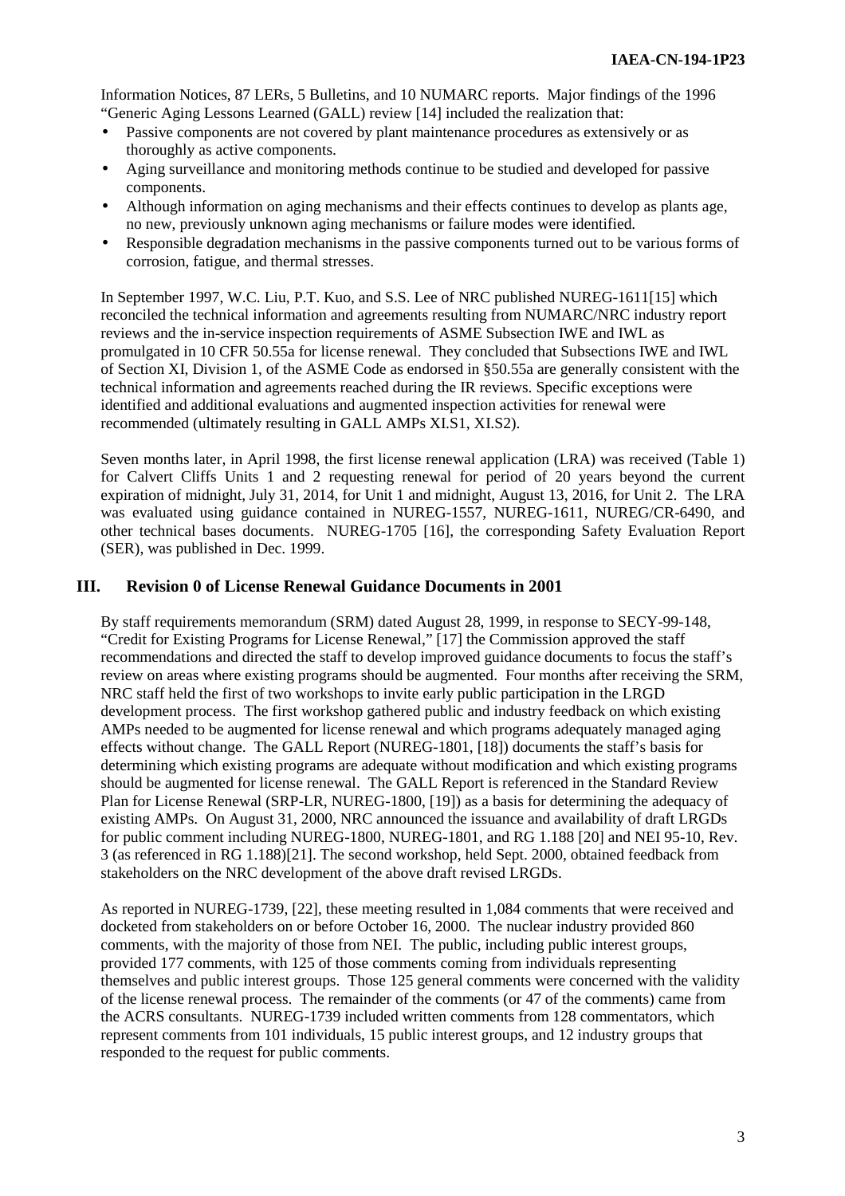Information Notices, 87 LERs, 5 Bulletins, and 10 NUMARC reports. Major findings of the 1996 "Generic Aging Lessons Learned (GALL) review [14] included the realization that:

- Passive components are not covered by plant maintenance procedures as extensively or as thoroughly as active components.
- Aging surveillance and monitoring methods continue to be studied and developed for passive components.
- Although information on aging mechanisms and their effects continues to develop as plants age, no new, previously unknown aging mechanisms or failure modes were identified.
- Responsible degradation mechanisms in the passive components turned out to be various forms of corrosion, fatigue, and thermal stresses.

In September 1997, W.C. Liu, P.T. Kuo, and S.S. Lee of NRC published NUREG-1611[15] which reconciled the technical information and agreements resulting from NUMARC/NRC industry report reviews and the in-service inspection requirements of ASME Subsection IWE and IWL as promulgated in 10 CFR 50.55a for license renewal. They concluded that Subsections IWE and IWL of Section XI, Division 1, of the ASME Code as endorsed in §50.55a are generally consistent with the technical information and agreements reached during the IR reviews. Specific exceptions were identified and additional evaluations and augmented inspection activities for renewal were recommended (ultimately resulting in GALL AMPs XI.S1, XI.S2).

Seven months later, in April 1998, the first license renewal application (LRA) was received (Table 1) for Calvert Cliffs Units 1 and 2 requesting renewal for period of 20 years beyond the current expiration of midnight, July 31, 2014, for Unit 1 and midnight, August 13, 2016, for Unit 2. The LRA was evaluated using guidance contained in NUREG-1557, NUREG-1611, NUREG/CR-6490, and other technical bases documents. NUREG-1705 [16], the corresponding Safety Evaluation Report (SER), was published in Dec. 1999.

## III. Revision 0 of License Renewal Guidance Documents in 2001

By staff requirements memorandum (SRM) dated August 28, 1999, in response to SECY-99-148, "Credit for Existing Programs for License Renewal," [17] the Commission approved the staff recommendations and directed the staff to develop improved guidance documents to focus the staff's review on areas where existing programs should be augmented. Four months after receiving the SRM, NRC staff held the first of two workshops to invite early public participation in the LRGD development process. The first workshop gathered public and industry feedback on which existing AMPs needed to be augmented for license renewal and which programs adequately managed aging effects without change. The GALL Report (NUREG-1801, [18]) documents the staff's basis for determining which existing programs are adequate without modification and which existing programs should be augmented for license renewal. The GALL Report is referenced in the Standard Review Plan for License Renewal (SRP-LR, NUREG-1800, [19]) as a basis for determining the adequacy of existing AMPs. On August 31, 2000, NRC announced the issuance and availability of draft LRGDs for public comment including NUREG-1800, NUREG-1801, and RG 1.188 [20] and NEI 95-10, Rev. 3 (as referenced in RG 1.188)[21]. The second workshop, held Sept. 2000, obtained feedback from stakeholders on the NRC development of the above draft revised LRGDs.

As reported in NUREG-1739, [22], these meeting resulted in 1,084 comments that were received and docketed from stakeholders on or before October 16, 2000. The nuclear industry provided 860 comments, with the majority of those from NEI. The public, including public interest groups, provided 177 comments, with 125 of those comments coming from individuals representing themselves and public interest groups. Those 125 general comments were concerned with the validity of the license renewal process. The remainder of the comments (or 47 of the comments) came from the ACRS consultants. NUREG-1739 included written comments from 128 commentators, which represent comments from 101 individuals, 15 public interest groups, and 12 industry groups that responded to the request for public comments.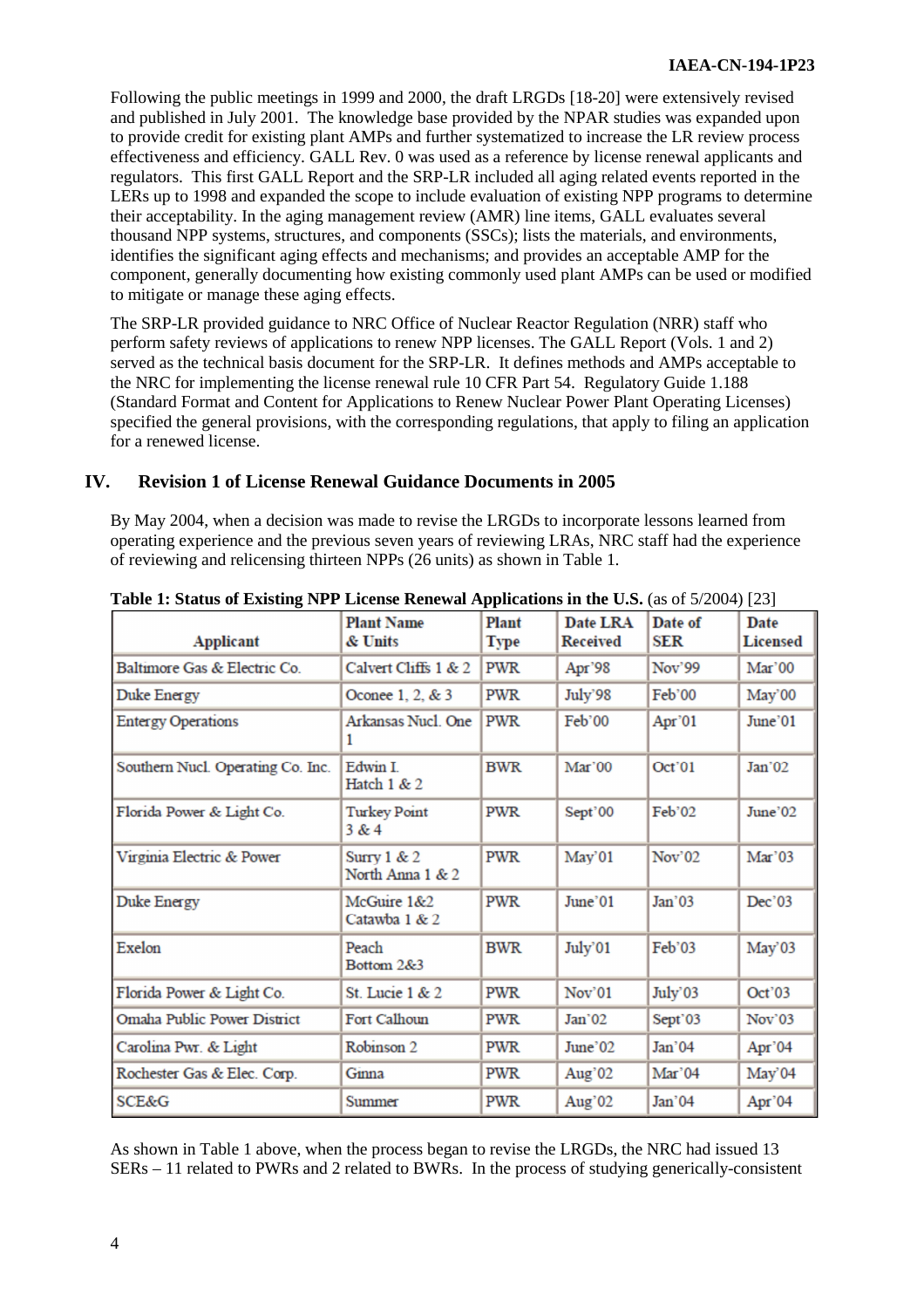Following the public meetings in 1999 and 2000, the draft LRGDs [18-20] were extensively revised and published in July 2001. The knowledge base provided by the NPAR studies was expanded upon to provide credit for existing plant AMPs and further systematized to increase the LR review process effectiveness and efficiency. GALL Rev. 0 was used as a reference by license renewal applicants and regulators. This first GALL Report and the SRP-LR included all aging related events reported in the LERs up to 1998 and expanded the scope to include evaluation of existing NPP programs to determine their acceptability. In the aging management review (AMR) line items, GALL evaluates several thousand NPP systems, structures, and components (SSCs); lists the materials, and environments, identifies the significant aging effects and mechanisms; and provides an acceptable AMP for the component, generally documenting how existing commonly used plant AMPs can be used or modified to mitigate or manage these aging effects.

The SRP-LR provided guidance to NRC Office of Nuclear Reactor Regulation (NRR) staff who perform safety reviews of applications to renew NPP licenses. The GALL Report (Vols. 1 and 2) served as the technical basis document for the SRP-LR. It defines methods and AMPs acceptable to the NRC for implementing the license renewal rule 10 CFR Part 54. Regulatory Guide 1.188 (Standard Format and Content for Applications to Renew Nuclear Power Plant Operating Licenses) specified the general provisions, with the corresponding regulations, that apply to filing an application for a renewed license.

## IV. Revision 1 of License Renewal Guidance Documents in 2005

By May 2004, when a decision was made to revise the LRGDs to incorporate lessons learned from operating experience and the previous seven years of reviewing LRAs, NRC staff had the experience of reviewing and relicensing thirteen NPPs (26 units) as shown in Table 1.

**Table 1: Status of Existing NPP License Renewal Applications in the U.S.** (as of 5/2004) [23]

| Applicant | Plant Name & Units | Plant Type | Date LRA Received | Date of SER | Date Licensed |
|---|---|---|---|---|---|
| Baltimore Gas & Electric Co. | Calvert Cliffs 1 & 2 | PWR | Apr'98 | Nov'99 | Mar'00 |
| Duke Energy | Oconee 1, 2, & 3 | PWR | July'98 | Feb'00 | May'00 |
| Entergy Operations | Arkansas Nucl. One 1 | PWR | Feb'00 | Apr'01 | June'01 |
| Southern Nucl. Operating Co. Inc. | Edwin I. Hatch 1 & 2 | BWR | Mar'00 | Oct'01 | Jan'02 |
| Florida Power & Light Co. | Turkey Point 3 & 4 | PWR | Sept'00 | Feb'02 | June'02 |
| Virginia Electric & Power | Surry 1 & 2 North Anna 1 & 2 | PWR | May'01 | Nov'02 | Mar'03 |
| Duke Energy | McGuire 1&2 Catawba 1 & 2 | PWR | June'01 | Jan'03 | Dec'03 |
| Exelon | Peach Bottom 2&3 | BWR | July'01 | Feb'03 | May'03 |
| Florida Power & Light Co. | St. Lucie 1 & 2 | PWR | Nov'01 | July'03 | Oct'03 |
| Omaha Public Power District | Fort Calhoun | PWR | Jan'02 | Sept'03 | Nov'03 |
| Carolina Pwr. & Light | Robinson 2 | PWR | June'02 | Jan'04 | Apr'04 |
| Rochester Gas & Elec. Corp. | Ginna | PWR | Aug'02 | Mar'04 | May'04 |
| SCE&G | Summer | PWR | Aug'02 | Jan'04 | Apr'04 |

As shown in Table 1 above, when the process began to revise the LRGDs, the NRC had issued 13 SERs – 11 related to PWRs and 2 related to BWRs. In the process of studying generically-consistent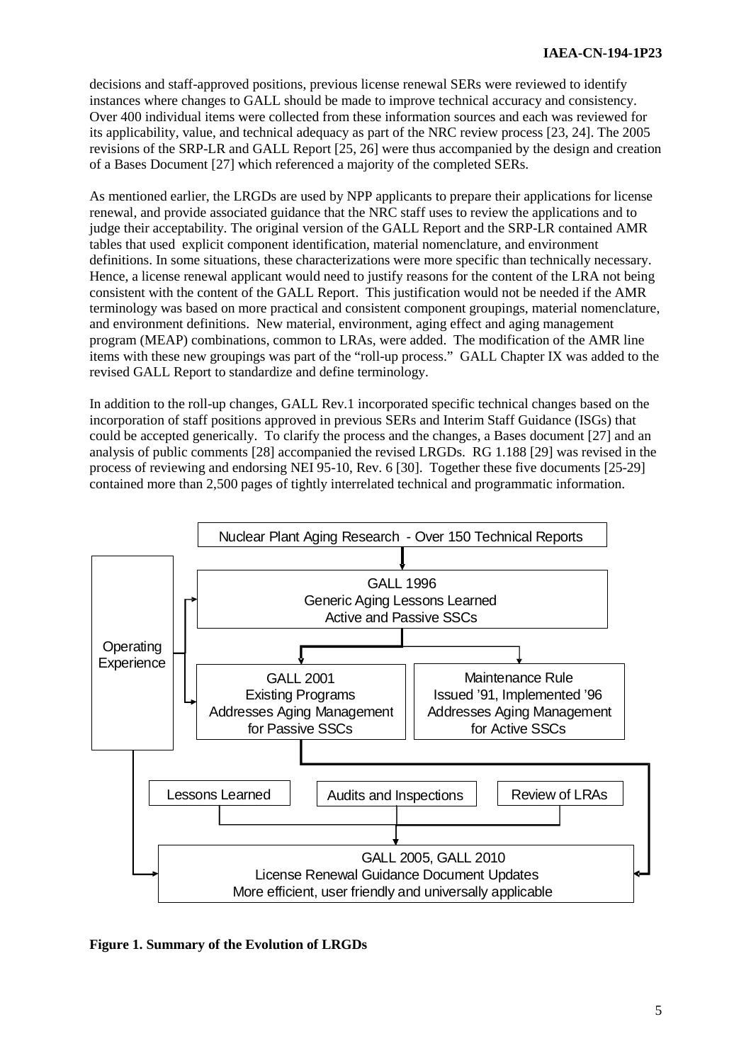decisions and staff-approved positions, previous license renewal SERs were reviewed to identify instances where changes to GALL should be made to improve technical accuracy and consistency. Over 400 individual items were collected from these information sources and each was reviewed for its applicability, value, and technical adequacy as part of the NRC review process [23, 24]. The 2005 revisions of the SRP-LR and GALL Report [25, 26] were thus accompanied by the design and creation of a Bases Document [27] which referenced a majority of the completed SERs.

As mentioned earlier, the LRGDs are used by NPP applicants to prepare their applications for license renewal, and provide associated guidance that the NRC staff uses to review the applications and to judge their acceptability. The original version of the GALL Report and the SRP-LR contained AMR tables that used explicit component identification, material nomenclature, and environment definitions. In some situations, these characterizations were more specific than technically necessary. Hence, a license renewal applicant would need to justify reasons for the content of the LRA not being consistent with the content of the GALL Report. This justification would not be needed if the AMR terminology was based on more practical and consistent component groupings, material nomenclature, and environment definitions. New material, environment, aging effect and aging management program (MEAP) combinations, common to LRAs, were added. The modification of the AMR line items with these new groupings was part of the "roll-up process." GALL Chapter IX was added to the revised GALL Report to standardize and define terminology.

In addition to the roll-up changes, GALL Rev.1 incorporated specific technical changes based on the incorporation of staff positions approved in previous SERs and Interim Staff Guidance (ISGs) that could be accepted generically. To clarify the process and the changes, a Bases document [27] and an analysis of public comments [28] accompanied the revised LRGDs. RG 1.188 [29] was revised in the process of reviewing and endorsing NEI 95-10, Rev. 6 [30]. Together these five documents [25-29] contained more than 2,500 pages of tightly interrelated technical and programmatic information.

Nuclear Plant Aging Research - Over 150 Technical Reports

GALL 1996
Generic Aging Lessons Learned
Active and Passive SSCs

Operating Experience

GALL 2001
Existing Programs
Addresses Aging Management for Passive SSCs

Maintenance Rule
Issued '91, Implemented '96
Addresses Aging Management for Active SSCs

Lessons Learned | Audits and Inspections | Review of LRAs

GALL 2005, GALL 2010
License Renewal Guidance Document Updates
More efficient, user friendly and universally applicable

**Figure 1. Summary of the Evolution of LRGDs**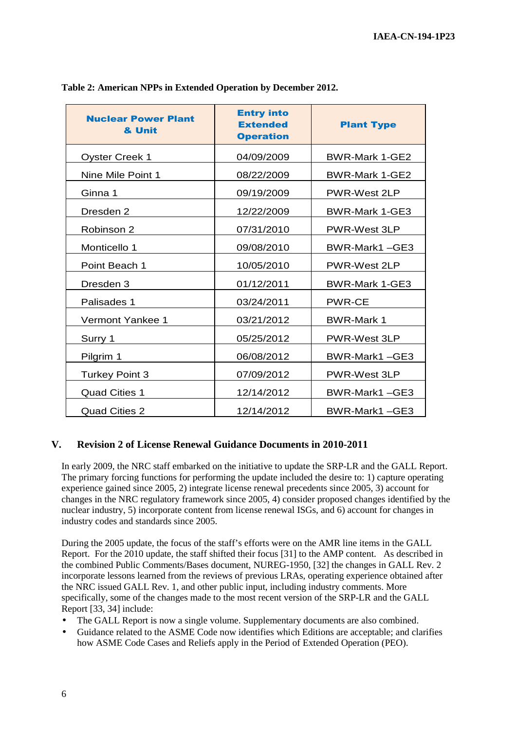**Table 2: American NPPs in Extended Operation by December 2012.**

| Nuclear Power Plant & Unit | Entry into Extended Operation | Plant Type |
|---|---|---|
| Oyster Creek 1 | 04/09/2009 | BWR-Mark 1-GE2 |
| Nine Mile Point 1 | 08/22/2009 | BWR-Mark 1-GE2 |
| Ginna 1 | 09/19/2009 | PWR-West 2LP |
| Dresden 2 | 12/22/2009 | BWR-Mark 1-GE3 |
| Robinson 2 | 07/31/2010 | PWR-West 3LP |
| Monticello 1 | 09/08/2010 | BWR-Mark1 –GE3 |
| Point Beach 1 | 10/05/2010 | PWR-West 2LP |
| Dresden 3 | 01/12/2011 | BWR-Mark 1-GE3 |
| Palisades 1 | 03/24/2011 | PWR-CE |
| Vermont Yankee 1 | 03/21/2012 | BWR-Mark 1 |
| Surry 1 | 05/25/2012 | PWR-West 3LP |
| Pilgrim 1 | 06/08/2012 | BWR-Mark1 –GE3 |
| Turkey Point 3 | 07/09/2012 | PWR-West 3LP |
| Quad Cities 1 | 12/14/2012 | BWR-Mark1 –GE3 |
| Quad Cities 2 | 12/14/2012 | BWR-Mark1 –GE3 |

## V. Revision 2 of License Renewal Guidance Documents in 2010-2011

In early 2009, the NRC staff embarked on the initiative to update the SRP-LR and the GALL Report. The primary forcing functions for performing the update included the desire to: 1) capture operating experience gained since 2005, 2) integrate license renewal precedents since 2005, 3) account for changes in the NRC regulatory framework since 2005, 4) consider proposed changes identified by the nuclear industry, 5) incorporate content from license renewal ISGs, and 6) account for changes in industry codes and standards since 2005.

During the 2005 update, the focus of the staff's efforts were on the AMR line items in the GALL Report. For the 2010 update, the staff shifted their focus [31] to the AMP content. As described in the combined Public Comments/Bases document, NUREG-1950, [32] the changes in GALL Rev. 2 incorporate lessons learned from the reviews of previous LRAs, operating experience obtained after the NRC issued GALL Rev. 1, and other public input, including industry comments. More specifically, some of the changes made to the most recent version of the SRP-LR and the GALL Report [33, 34] include:

- The GALL Report is now a single volume. Supplementary documents are also combined.
- Guidance related to the ASME Code now identifies which Editions are acceptable; and clarifies how ASME Code Cases and Reliefs apply in the Period of Extended Operation (PEO).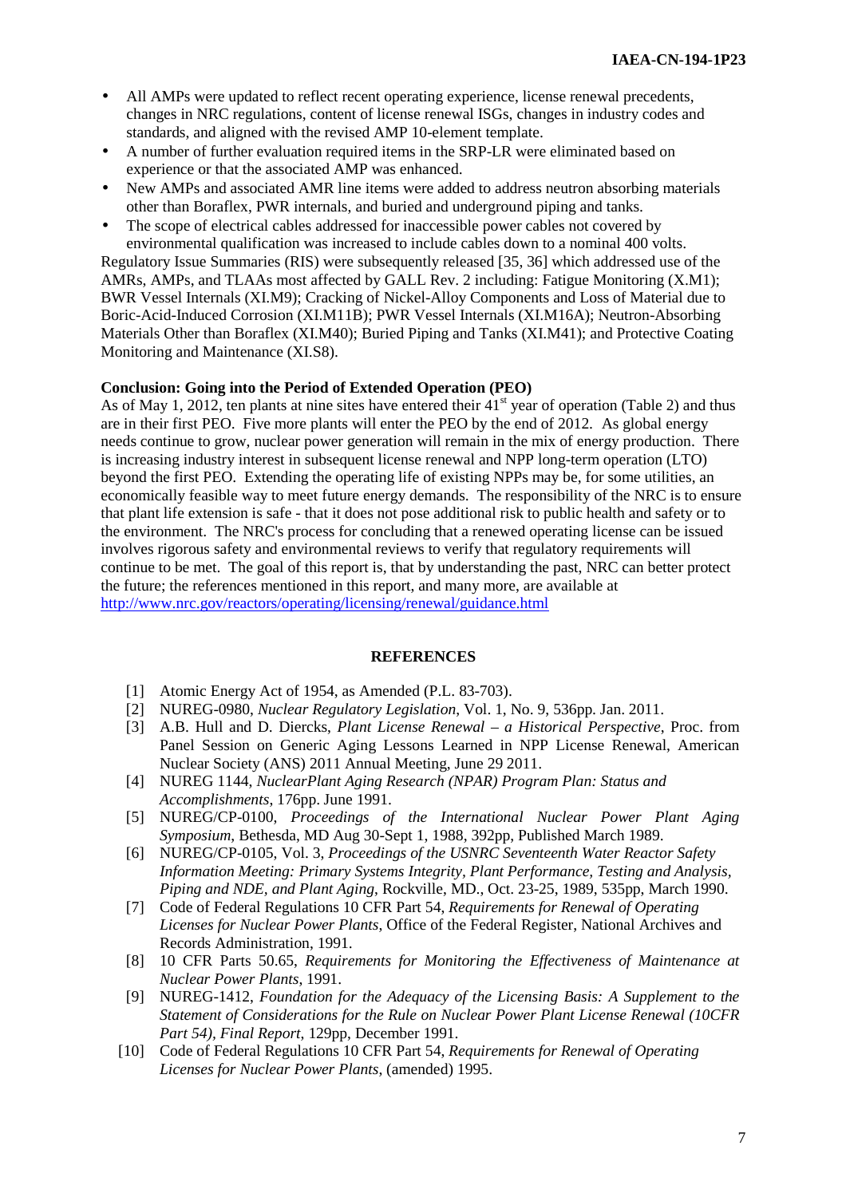- All AMPs were updated to reflect recent operating experience, license renewal precedents, changes in NRC regulations, content of license renewal ISGs, changes in industry codes and standards, and aligned with the revised AMP 10-element template.
- A number of further evaluation required items in the SRP-LR were eliminated based on experience or that the associated AMP was enhanced.
- New AMPs and associated AMR line items were added to address neutron absorbing materials other than Boraflex, PWR internals, and buried and underground piping and tanks.
- The scope of electrical cables addressed for inaccessible power cables not covered by environmental qualification was increased to include cables down to a nominal 400 volts.

Regulatory Issue Summaries (RIS) were subsequently released [35, 36] which addressed use of the AMRs, AMPs, and TLAAs most affected by GALL Rev. 2 including: Fatigue Monitoring (X.M1); BWR Vessel Internals (XI.M9); Cracking of Nickel-Alloy Components and Loss of Material due to Boric-Acid-Induced Corrosion (XI.M11B); PWR Vessel Internals (XI.M16A); Neutron-Absorbing Materials Other than Boraflex (XI.M40); Buried Piping and Tanks (XI.M41); and Protective Coating Monitoring and Maintenance (XI.S8).

**Conclusion: Going into the Period of Extended Operation (PEO)**

As of May 1, 2012, ten plants at nine sites have entered their 41st year of operation (Table 2) and thus are in their first PEO. Five more plants will enter the PEO by the end of 2012. As global energy needs continue to grow, nuclear power generation will remain in the mix of energy production. There is increasing industry interest in subsequent license renewal and NPP long-term operation (LTO) beyond the first PEO. Extending the operating life of existing NPPs may be, for some utilities, an economically feasible way to meet future energy demands. The responsibility of the NRC is to ensure that plant life extension is safe - that it does not pose additional risk to public health and safety or to the environment. The NRC's process for concluding that a renewed operating license can be issued involves rigorous safety and environmental reviews to verify that regulatory requirements will continue to be met. The goal of this report is, that by understanding the past, NRC can better protect the future; the references mentioned in this report, and many more, are available at http://www.nrc.gov/reactors/operating/licensing/renewal/guidance.html

## REFERENCES

[1] Atomic Energy Act of 1954, as Amended (P.L. 83-703).

[2] NUREG-0980, *Nuclear Regulatory Legislation*, Vol. 1, No. 9, 536pp. Jan. 2011.

[3] A.B. Hull and D. Diercks, *Plant License Renewal – a Historical Perspective*, Proc. from Panel Session on Generic Aging Lessons Learned in NPP License Renewal, American Nuclear Society (ANS) 2011 Annual Meeting, June 29 2011.

[4] NUREG 1144, *NuclearPlant Aging Research (NPAR) Program Plan: Status and Accomplishments*, 176pp. June 1991.

[5] NUREG/CP-0100, *Proceedings of the International Nuclear Power Plant Aging Symposium*, Bethesda, MD Aug 30-Sept 1, 1988, 392pp, Published March 1989.

[6] NUREG/CP-0105, Vol. 3, *Proceedings of the USNRC Seventeenth Water Reactor Safety Information Meeting: Primary Systems Integrity, Plant Performance, Testing and Analysis, Piping and NDE, and Plant Aging*, Rockville, MD., Oct. 23-25, 1989, 535pp, March 1990.

[7] Code of Federal Regulations 10 CFR Part 54, *Requirements for Renewal of Operating Licenses for Nuclear Power Plants*, Office of the Federal Register, National Archives and Records Administration, 1991.

[8] 10 CFR Parts 50.65, *Requirements for Monitoring the Effectiveness of Maintenance at Nuclear Power Plants*, 1991.

[9] NUREG-1412, *Foundation for the Adequacy of the Licensing Basis: A Supplement to the Statement of Considerations for the Rule on Nuclear Power Plant License Renewal (10CFR Part 54), Final Report*, 129pp, December 1991.

[10] Code of Federal Regulations 10 CFR Part 54, *Requirements for Renewal of Operating Licenses for Nuclear Power Plants*, (amended) 1995.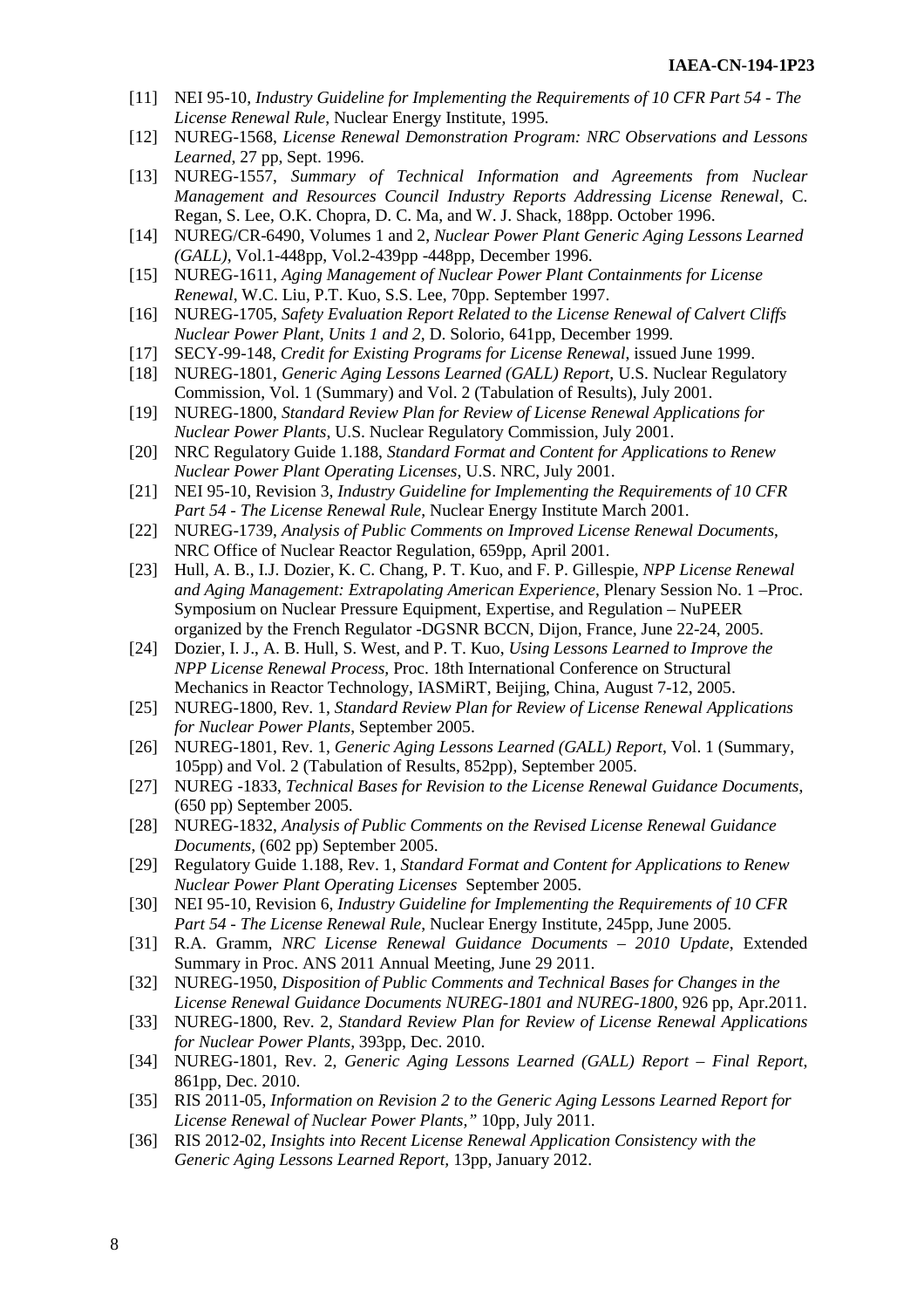[11] NEI 95-10, *Industry Guideline for Implementing the Requirements of 10 CFR Part 54 - The License Renewal Rule*, Nuclear Energy Institute, 1995.

[12] NUREG-1568, *License Renewal Demonstration Program: NRC Observations and Lessons Learned*, 27 pp, Sept. 1996.

[13] NUREG-1557, *Summary of Technical Information and Agreements from Nuclear Management and Resources Council Industry Reports Addressing License Renewal*, C. Regan, S. Lee, O.K. Chopra, D. C. Ma, and W. J. Shack, 188pp. October 1996.

[14] NUREG/CR-6490, Volumes 1 and 2, *Nuclear Power Plant Generic Aging Lessons Learned (GALL)*, Vol.1-448pp, Vol.2-439pp -448pp, December 1996.

[15] NUREG-1611, *Aging Management of Nuclear Power Plant Containments for License Renewal*, W.C. Liu, P.T. Kuo, S.S. Lee, 70pp. September 1997.

[16] NUREG-1705, *Safety Evaluation Report Related to the License Renewal of Calvert Cliffs Nuclear Power Plant, Units 1 and 2*, D. Solorio, 641pp, December 1999.

[17] SECY-99-148, *Credit for Existing Programs for License Renewal*, issued June 1999.

[18] NUREG-1801, *Generic Aging Lessons Learned (GALL) Report*, U.S. Nuclear Regulatory Commission, Vol. 1 (Summary) and Vol. 2 (Tabulation of Results), July 2001.

[19] NUREG-1800, *Standard Review Plan for Review of License Renewal Applications for Nuclear Power Plants*, U.S. Nuclear Regulatory Commission, July 2001.

[20] NRC Regulatory Guide 1.188, *Standard Format and Content for Applications to Renew Nuclear Power Plant Operating Licenses*, U.S. NRC, July 2001.

[21] NEI 95-10, Revision 3, *Industry Guideline for Implementing the Requirements of 10 CFR Part 54 - The License Renewal Rule*, Nuclear Energy Institute March 2001.

[22] NUREG-1739, *Analysis of Public Comments on Improved License Renewal Documents*, NRC Office of Nuclear Reactor Regulation, 659pp, April 2001.

[23] Hull, A. B., I.J. Dozier, K. C. Chang, P. T. Kuo, and F. P. Gillespie, *NPP License Renewal and Aging Management: Extrapolating American Experience*, Plenary Session No. 1 –Proc. Symposium on Nuclear Pressure Equipment, Expertise, and Regulation – NuPEER organized by the French Regulator -DGSNR BCCN, Dijon, France, June 22-24, 2005.

[24] Dozier, I. J., A. B. Hull, S. West, and P. T. Kuo, *Using Lessons Learned to Improve the NPP License Renewal Process*, Proc. 18th International Conference on Structural Mechanics in Reactor Technology, IASMiRT, Beijing, China, August 7-12, 2005.

[25] NUREG-1800, Rev. 1, *Standard Review Plan for Review of License Renewal Applications for Nuclear Power Plants*, September 2005.

[26] NUREG-1801, Rev. 1, *Generic Aging Lessons Learned (GALL) Report*, Vol. 1 (Summary, 105pp) and Vol. 2 (Tabulation of Results, 852pp), September 2005.

[27] NUREG -1833, *Technical Bases for Revision to the License Renewal Guidance Documents*, (650 pp) September 2005.

[28] NUREG-1832, *Analysis of Public Comments on the Revised License Renewal Guidance Documents*, (602 pp) September 2005.

[29] Regulatory Guide 1.188, Rev. 1, *Standard Format and Content for Applications to Renew Nuclear Power Plant Operating Licenses* September 2005.

[30] NEI 95-10, Revision 6, *Industry Guideline for Implementing the Requirements of 10 CFR Part 54 - The License Renewal Rule*, Nuclear Energy Institute, 245pp, June 2005.

[31] R.A. Gramm, *NRC License Renewal Guidance Documents – 2010 Update*, Extended Summary in Proc. ANS 2011 Annual Meeting, June 29 2011.

[32] NUREG-1950, *Disposition of Public Comments and Technical Bases for Changes in the License Renewal Guidance Documents NUREG-1801 and NUREG-1800*, 926 pp, Apr.2011.

[33] NUREG-1800, Rev. 2, *Standard Review Plan for Review of License Renewal Applications for Nuclear Power Plants*, 393pp, Dec. 2010.

[34] NUREG-1801, Rev. 2, *Generic Aging Lessons Learned (GALL) Report – Final Report*, 861pp, Dec. 2010.

[35] RIS 2011-05, *Information on Revision 2 to the Generic Aging Lessons Learned Report for License Renewal of Nuclear Power Plants,"* 10pp, July 2011.

[36] RIS 2012-02, *Insights into Recent License Renewal Application Consistency with the Generic Aging Lessons Learned Report*, 13pp, January 2012.